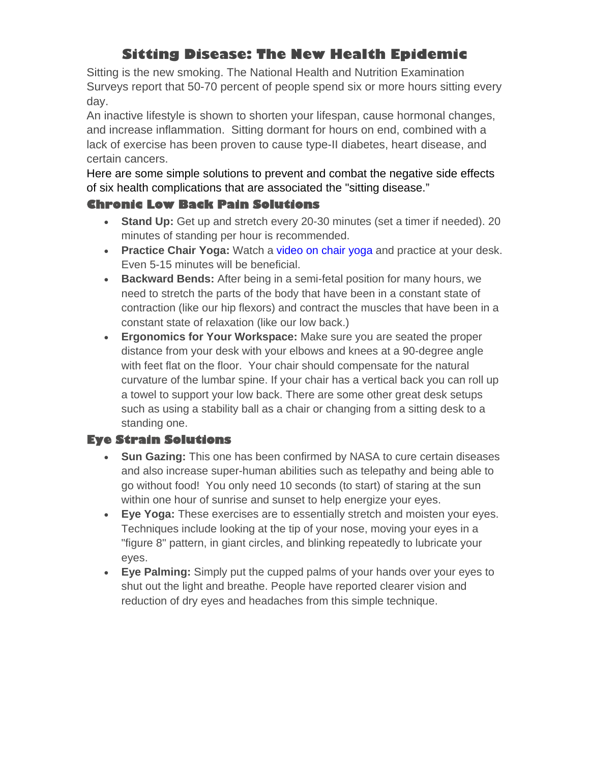# Sitting Disease: The New Health Epidemic

Sitting is the new smoking. The National Health and Nutrition Examination Surveys report that 50-70 percent of people spend six or more hours sitting every day.

An inactive lifestyle is shown to shorten your lifespan, cause hormonal changes, and increase inflammation.  Sitting dormant for hours on end, combined with a lack of exercise has been proven to cause type-II diabetes, heart disease, and certain cancers.

Here are some simple solutions to prevent and combat the negative side effects of six health complications that are associated the "sitting disease."

## Chronic Low Back Pain Solutions

- **Stand Up:** Get up and stretch every 20-30 minutes (set a timer if needed). 20 minutes of standing per hour is recommended.
- **Practice Chair Yoga:** Watch a video on chair yoga and practice at your desk. Even 5-15 minutes will be beneficial.
- **Backward Bends:** After being in a semi-fetal position for many hours, we need to stretch the parts of the body that have been in a constant state of contraction (like our hip flexors) and contract the muscles that have been in a constant state of relaxation (like our low back.)
- **Ergonomics for Your Workspace:** Make sure you are seated the proper distance from your desk with your elbows and knees at a 90-degree angle with feet flat on the floor.  Your chair should compensate for the natural curvature of the lumbar spine. If your chair has a vertical back you can roll up a towel to support your low back. There are some other great desk setups such as using a stability ball as a chair or changing from a sitting desk to a standing one.

## Eye Strain Solutions

- **Sun Gazing:** This one has been confirmed by NASA to cure certain diseases and also increase super-human abilities such as telepathy and being able to go without food!  You only need 10 seconds (to start) of staring at the sun within one hour of sunrise and sunset to help energize your eyes.
- **Eye Yoga:** These exercises are to essentially stretch and moisten your eyes. Techniques include looking at the tip of your nose, moving your eyes in a "figure 8" pattern, in giant circles, and blinking repeatedly to lubricate your eyes.
- **Eye Palming:** Simply put the cupped palms of your hands over your eyes to shut out the light and breathe. People have reported clearer vision and reduction of dry eyes and headaches from this simple technique.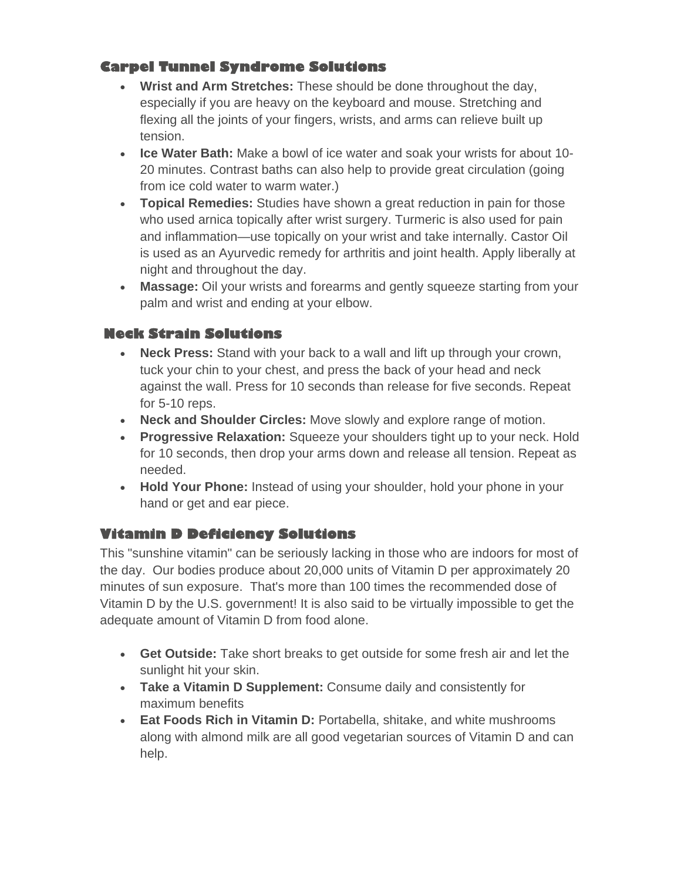## Carpel Tunnel Syndrome Solutions

- **Wrist and Arm Stretches:** These should be done throughout the day, especially if you are heavy on the keyboard and mouse. Stretching and flexing all the joints of your fingers, wrists, and arms can relieve built up tension.
- **Ice Water Bath:** Make a bowl of ice water and soak your wrists for about 10-20 minutes. Contrast baths can also help to provide great circulation (going from ice cold water to warm water.)
- **Topical Remedies:** Studies have shown a great reduction in pain for those who used arnica topically after wrist surgery. Turmeric is also used for pain and inflammation—use topically on your wrist and take internally. Castor Oil is used as an Ayurvedic remedy for arthritis and joint health. Apply liberally at night and throughout the day.
- **Massage:** Oil your wrists and forearms and gently squeeze starting from your palm and wrist and ending at your elbow.

## Neck Strain Solutions

- **Neck Press:** Stand with your back to a wall and lift up through your crown, tuck your chin to your chest, and press the back of your head and neck against the wall. Press for 10 seconds than release for five seconds. Repeat for 5-10 reps.
- **Neck and Shoulder Circles:** Move slowly and explore range of motion.
- **Progressive Relaxation:** Squeeze your shoulders tight up to your neck. Hold for 10 seconds, then drop your arms down and release all tension. Repeat as needed.
- **Hold Your Phone:** Instead of using your shoulder, hold your phone in your hand or get and ear piece.

## Vitamin D Deficiency Solutions

This "sunshine vitamin" can be seriously lacking in those who are indoors for most of the day. Our bodies produce about 20,000 units of Vitamin D per approximately 20 minutes of sun exposure. That's more than 100 times the recommended dose of Vitamin D by the U.S. government! It is also said to be virtually impossible to get the adequate amount of Vitamin D from food alone.

- **Get Outside:** Take short breaks to get outside for some fresh air and let the sunlight hit your skin.
- **Take a Vitamin D Supplement:** Consume daily and consistently for maximum benefits
- **Eat Foods Rich in Vitamin D:** Portabella, shitake, and white mushrooms along with almond milk are all good vegetarian sources of Vitamin D and can help.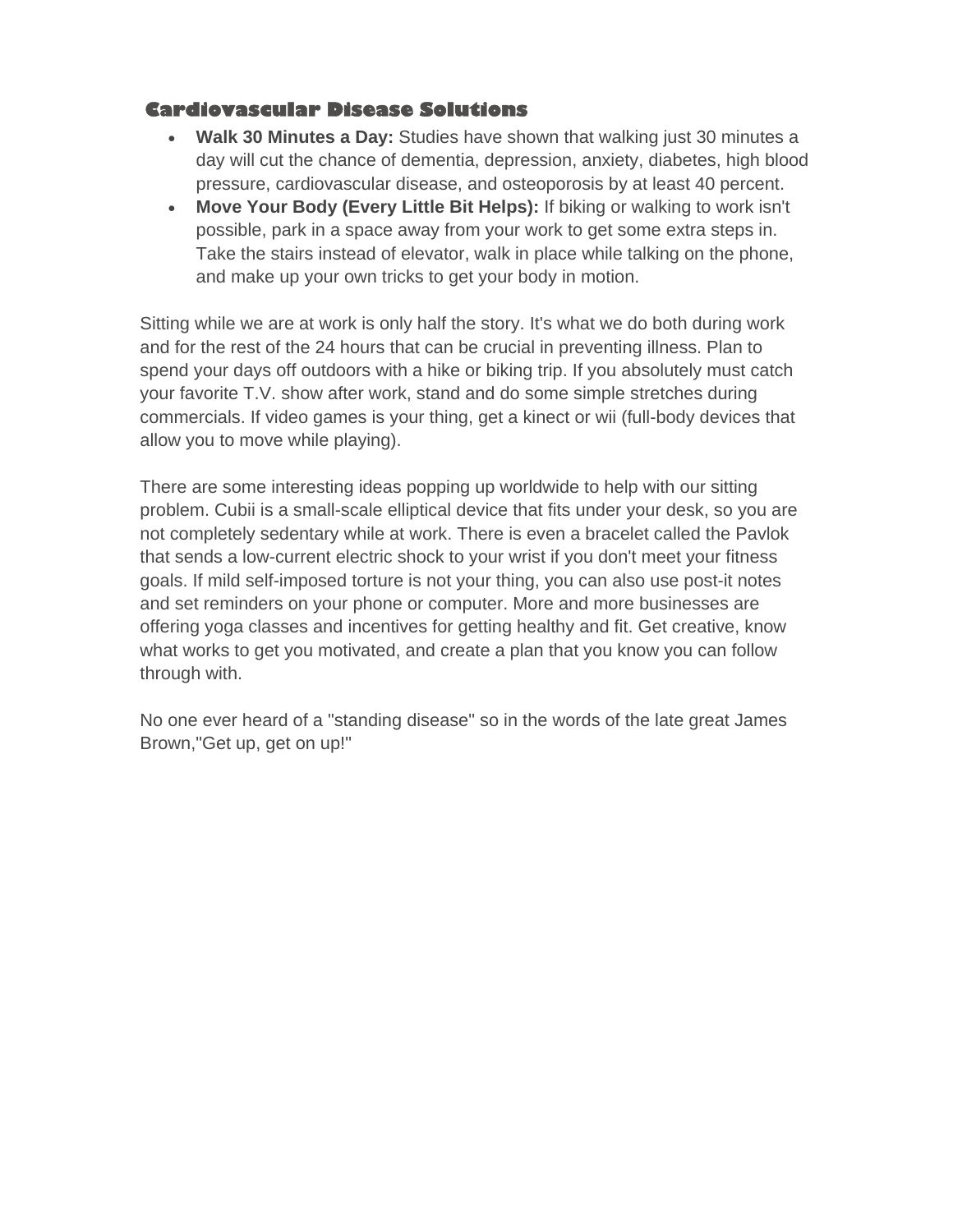## Cardiovascular Disease Solutions

- **Walk 30 Minutes a Day:** Studies have shown that walking just 30 minutes a day will cut the chance of dementia, depression, anxiety, diabetes, high blood pressure, cardiovascular disease, and osteoporosis by at least 40 percent.
- **Move Your Body (Every Little Bit Helps):** If biking or walking to work isn't possible, park in a space away from your work to get some extra steps in. Take the stairs instead of elevator, walk in place while talking on the phone, and make up your own tricks to get your body in motion.

Sitting while we are at work is only half the story. It's what we do both during work and for the rest of the 24 hours that can be crucial in preventing illness. Plan to spend your days off outdoors with a hike or biking trip. If you absolutely must catch your favorite T.V. show after work, stand and do some simple stretches during commercials. If video games is your thing, get a kinect or wii (full-body devices that allow you to move while playing).

There are some interesting ideas popping up worldwide to help with our sitting problem. Cubii is a small-scale elliptical device that fits under your desk, so you are not completely sedentary while at work. There is even a bracelet called the Pavlok that sends a low-current electric shock to your wrist if you don't meet your fitness goals. If mild self-imposed torture is not your thing, you can also use post-it notes and set reminders on your phone or computer. More and more businesses are offering yoga classes and incentives for getting healthy and fit. Get creative, know what works to get you motivated, and create a plan that you know you can follow through with.

No one ever heard of a "standing disease" so in the words of the late great James Brown,"Get up, get on up!"